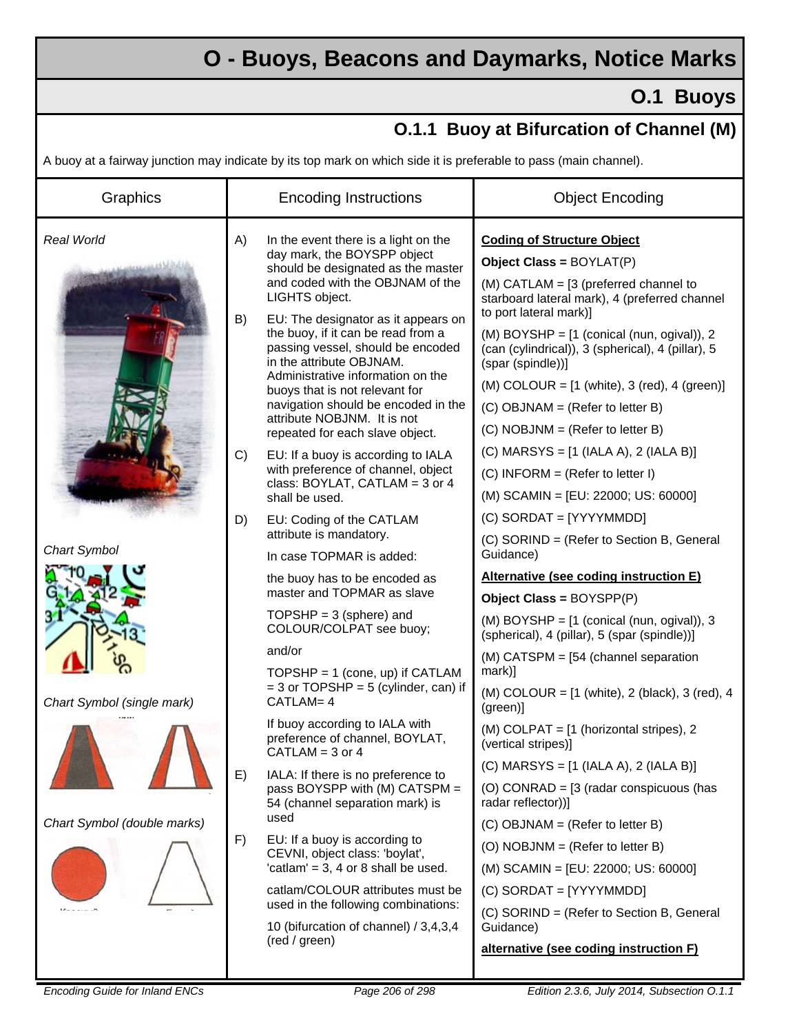# O - Buoys, Beacons and Daymarks, Notice Marks

## O.1 Buoys

### O.1.1 Buoy at Bifurcation of Channel (M)

A buoy at a fairway junction may indicate by its top mark on which side it is preferable to pass (main channel).

| Graphics | Encoding Instructions | Object Encoding |
|---|---|---|
| *Real World*<br><br>*Chart Symbol*<br><br>*Chart Symbol (single mark)*<br><br>*Chart Symbol (double marks)* | A) In the event there is a light on the day mark, the BOYSPP object should be designated as the master and coded with the OBJNAM of the LIGHTS object.<br><br>B) EU: The designator as it appears on the buoy, if it can be read from a passing vessel, should be encoded in the attribute OBJNAM. Administrative information on the buoys that is not relevant for navigation should be encoded in the attribute NOBJNM. It is not repeated for each slave object.<br><br>C) EU: If a buoy is according to IALA with preference of channel, object class: BOYLAT, CATLAM = 3 or 4 shall be used.<br><br>D) EU: Coding of the CATLAM attribute is mandatory.<br>In case TOPMAR is added:<br>the buoy has to be encoded as master and TOPMAR as slave<br>TOPSHP = 3 (sphere) and COLOUR/COLPAT see buoy;<br>and/or<br>TOPSHP = 1 (cone, up) if CATLAM = 3 or TOPSHP = 5 (cylinder, can) if CATLAM= 4<br>If buoy according to IALA with preference of channel, BOYLAT, CATLAM = 3 or 4<br><br>E) IALA: If there is no preference to pass BOYSPP with (M) CATSPM = 54 (channel separation mark) is used<br><br>F) EU: If a buoy is according to CEVNI, object class: 'boylat', 'catlam' = 3, 4 or 8 shall be used.<br>catlam/COLOUR attributes must be used in the following combinations:<br>10 (bifurcation of channel) / 3,4,3,4 (red / green) | **<u>Coding of Structure Object</u>**<br>**Object Class =** BOYLAT(P)<br>(M) CATLAM = [3 (preferred channel to starboard lateral mark), 4 (preferred channel to port lateral mark)]<br>(M) BOYSHP = [1 (conical (nun, ogival)), 2 (can (cylindrical)), 3 (spherical), 4 (pillar), 5 (spar (spindle))]<br>(M) COLOUR = [1 (white), 3 (red), 4 (green)]<br>(C) OBJNAM = (Refer to letter B)<br>(C) NOBJNM = (Refer to letter B)<br>(C) MARSYS = [1 (IALA A), 2 (IALA B)]<br>(C) INFORM = (Refer to letter I)<br>(M) SCAMIN = [EU: 22000; US: 60000]<br>(C) SORDAT = [YYYYMMDD]<br>(C) SORIND = (Refer to Section B, General Guidance)<br>**<u>Alternative (see coding instruction E)</u>**<br>**Object Class =** BOYSPP(P)<br>(M) BOYSHP = [1 (conical (nun, ogival)), 3 (spherical), 4 (pillar), 5 (spar (spindle))]<br>(M) CATSPM = [54 (channel separation mark)]<br>(M) COLOUR = [1 (white), 2 (black), 3 (red), 4 (green)]<br>(M) COLPAT = [1 (horizontal stripes), 2 (vertical stripes)]<br>(C) MARSYS = [1 (IALA A), 2 (IALA B)]<br>(O) CONRAD = [3 (radar conspicuous (has radar reflector))]<br>(C) OBJNAM = (Refer to letter B)<br>(O) NOBJNM = (Refer to letter B)<br>(M) SCAMIN = [EU: 22000; US: 60000]<br>(C) SORDAT = [YYYYMMDD]<br>(C) SORIND = (Refer to Section B, General Guidance)<br>**<u>alternative (see coding instruction F)</u>** |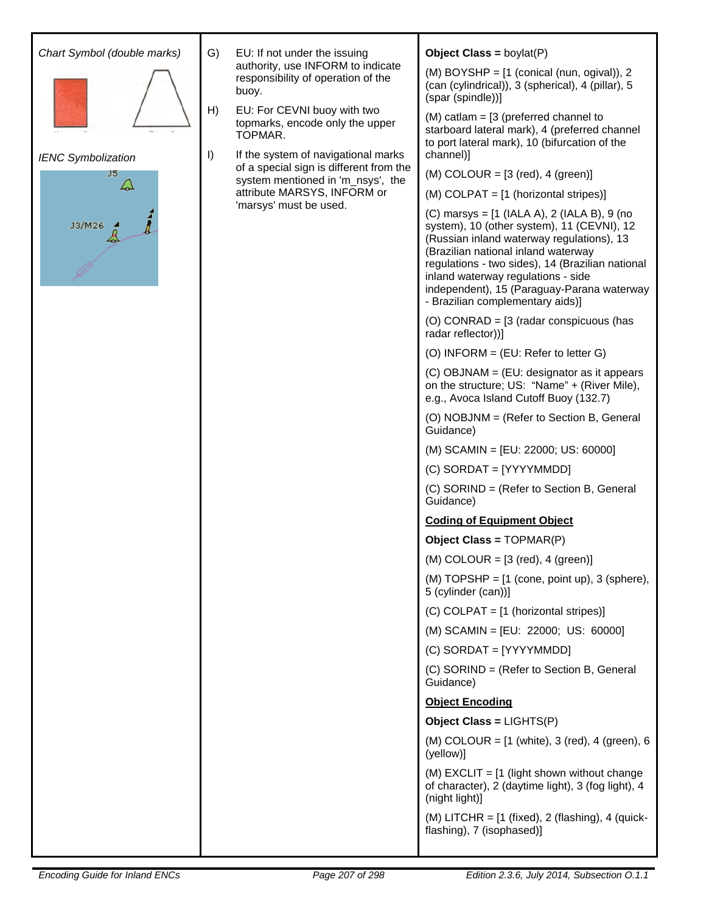| Chart Symbol (double marks) | | |
|---|---|---|
| *Chart Symbol (double marks)* <br><br> *IENC Symbolization* <br> J5 <br> J3/M26 | G) EU: If not under the issuing authority, use INFORM to indicate responsibility of operation of the buoy. <br><br> H) EU: For CEVNI buoy with two topmarks, encode only the upper TOPMAR. <br><br> I) If the system of navigational marks of a special sign is different from the system mentioned in 'm_nsys', the attribute MARSYS, INFORM or 'marsys' must be used. | **Object Class =** boylat(P) <br><br> (M) BOYSHP = [1 (conical (nun, ogival)), 2 (can (cylindrical)), 3 (spherical), 4 (pillar), 5 (spar (spindle))] <br><br> (M) catlam = [3 (preferred channel to starboard lateral mark), 4 (preferred channel to port lateral mark), 10 (bifurcation of the channel)] <br><br> (M) COLOUR = [3 (red), 4 (green)] <br><br> (M) COLPAT = [1 (horizontal stripes)] <br><br> (C) marsys = [1 (IALA A), 2 (IALA B), 9 (no system), 10 (other system), 11 (CEVNI), 12 (Russian inland waterway regulations), 13 (Brazilian national inland waterway regulations - two sides), 14 (Brazilian national inland waterway regulations - side independent), 15 (Paraguay-Parana waterway - Brazilian complementary aids)] <br><br> (O) CONRAD = [3 (radar conspicuous (has radar reflector))] <br><br> (O) INFORM = (EU: Refer to letter G) <br><br> (C) OBJNAM = (EU: designator as it appears on the structure; US: "Name" + (River Mile), e.g., Avoca Island Cutoff Buoy (132.7) <br><br> (O) NOBJNM = (Refer to Section B, General Guidance) <br><br> (M) SCAMIN = [EU: 22000; US: 60000] <br><br> (C) SORDAT = [YYYYMMDD] <br><br> (C) SORIND = (Refer to Section B, General Guidance) <br><br> **Coding of Equipment Object** <br><br> **Object Class =** TOPMAR(P) <br><br> (M) COLOUR = [3 (red), 4 (green)] <br><br> (M) TOPSHP = [1 (cone, point up), 3 (sphere), 5 (cylinder (can))] <br><br> (C) COLPAT = [1 (horizontal stripes)] <br><br> (M) SCAMIN = [EU: 22000; US: 60000] <br><br> (C) SORDAT = [YYYYMMDD] <br><br> (C) SORIND = (Refer to Section B, General Guidance) <br><br> **Object Encoding** <br><br> **Object Class =** LIGHTS(P) <br><br> (M) COLOUR = [1 (white), 3 (red), 4 (green), 6 (yellow)] <br><br> (M) EXCLIT = [1 (light shown without change of character), 2 (daytime light), 3 (fog light), 4 (night light)] <br><br> (M) LITCHR = [1 (fixed), 2 (flashing), 4 (quick-flashing), 7 (isophased)] |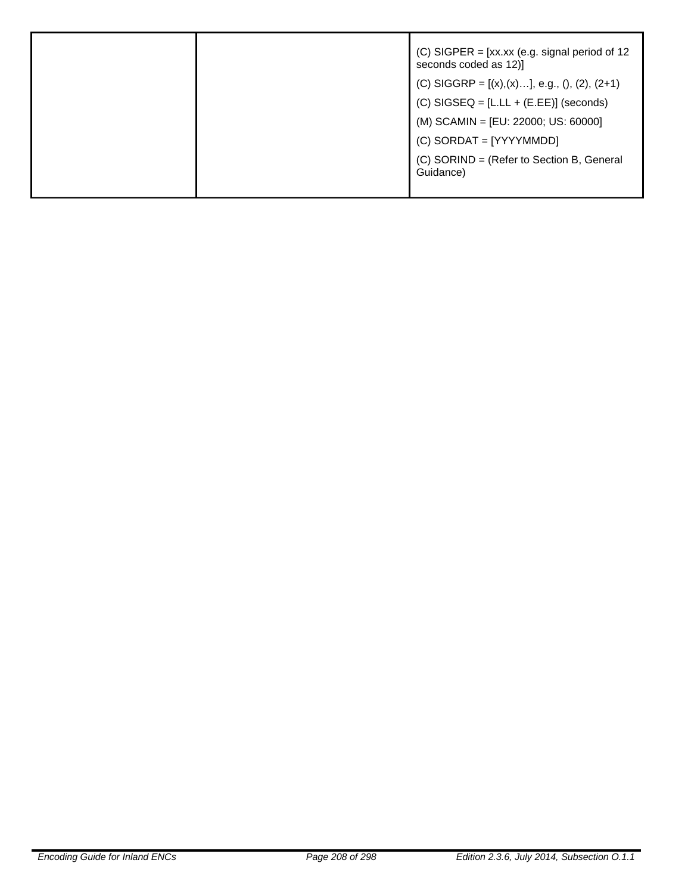| | | |
|---|---|---|
| | | (C) SIGPER = [xx.xx (e.g. signal period of 12 seconds coded as 12)]<br>(C) SIGGRP = [(x),(x)…], e.g., (), (2), (2+1)<br>(C) SIGSEQ = [L.LL + (E.EE)] (seconds)<br>(M) SCAMIN = [EU: 22000; US: 60000]<br>(C) SORDAT = [YYYYMMDD]<br>(C) SORIND = (Refer to Section B, General Guidance) |